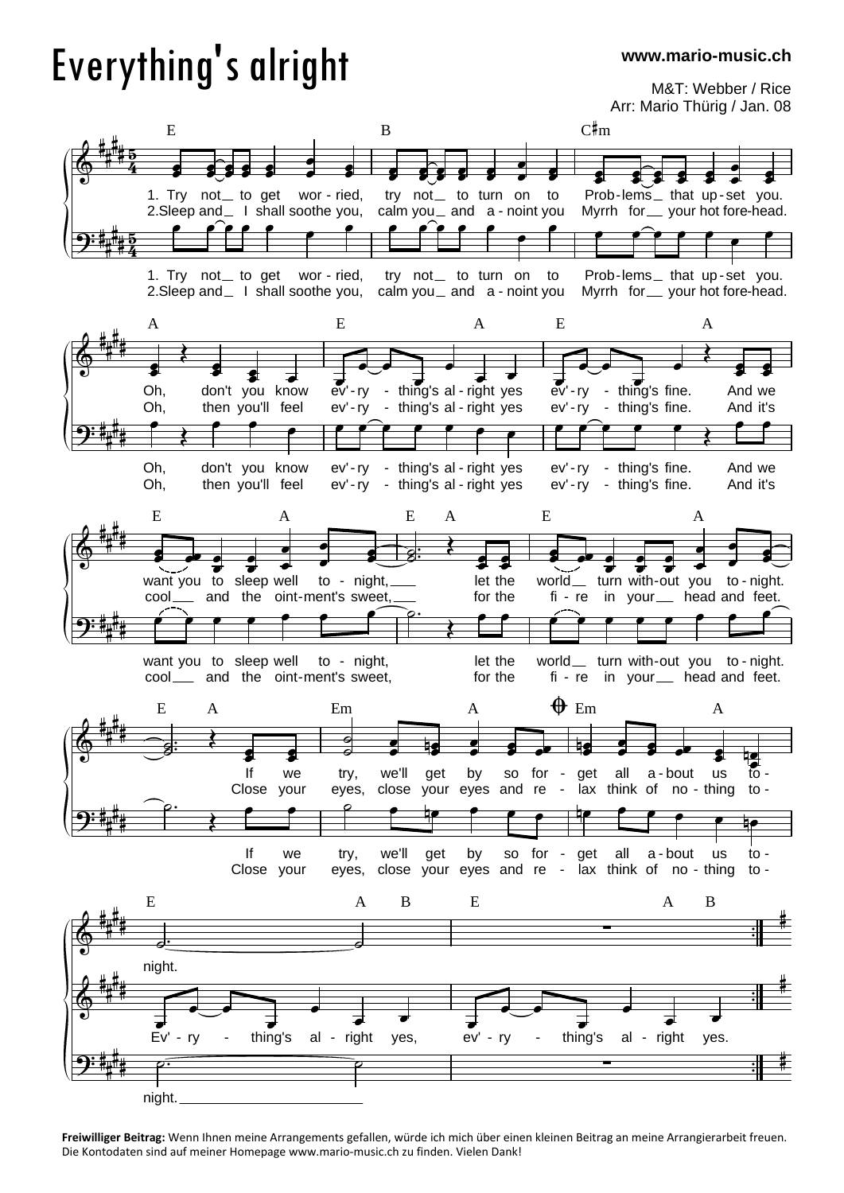# Everything's alright

**www.mario-music.ch**

M&T: Webber / Rice
Arr: Mario Thürig / Jan. 08

E B C♯m

1. Try not_ to get wor - ried, try not_ to turn on to Prob-lems_ that up-set you.
2.Sleep and_ I shall soothe you, calm you_ and a - noint you Myrrh for_ your hot fore-head.

A E A E A

Oh, don't you know ev'-ry - thing's al-right yes ev'-ry - thing's fine. And we
Oh, then you'll feel ev'-ry - thing's al-right yes ev'-ry - thing's fine. And it's

E A E A E A

want you to sleep well to - night,___ let the world__ turn with-out you to-night.
cool___ and the oint-ment's sweet,___ for the fi - re in your__ head and feet.

E A Em A Em A

If we try, we'll get by so for - get all a-bout us to -
Close your eyes, close your eyes and re - lax think of no - thing to -

E A B E A B

night.

Ev' - ry - thing's al - right yes, ev' - ry - thing's al - right yes.

**Freiwilliger Beitrag:** Wenn Ihnen meine Arrangements gefallen, würde ich mich über einen kleinen Beitrag an meine Arrangierarbeit freuen. Die Kontodaten sind auf meiner Homepage www.mario-music.ch zu finden. Vielen Dank!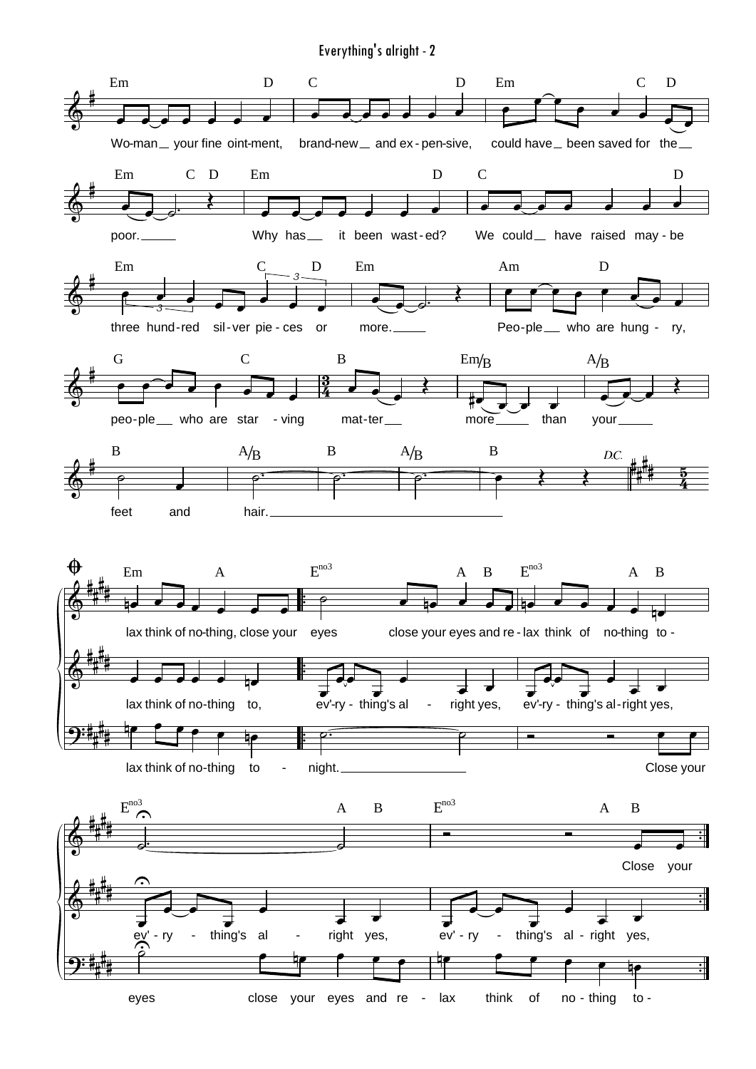Everything's alright - 2

Em D C D Em C D

Wo-man your fine oint-ment, brand-new and ex-pen-sive, could have been saved for the

Em C D Em D C D

poor. Why has it been wast-ed? We could have raised may-be

Em C D Em Am D

three hund-red sil-ver pie-ces or more. Peo-ple who are hung - ry,

G C B Em/B A/B

peo-ple who are star - ving mat-ter more than your

B A/B B A/B B D.C.

feet and hair.

Em A E^no3 A B E^no3 A B

lax think of no-thing, close your eyes close your eyes and re-lax think of no-thing to -

lax think of no-thing to, ev'-ry - thing's al - right yes, ev'-ry - thing's al-right yes,

lax think of no-thing to - night. Close your

E^no3 A B E^no3 A B

Close your

ev' - ry - thing's al - right yes, ev' - ry - thing's al - right yes,

eyes close your eyes and re - lax think of no - thing to -